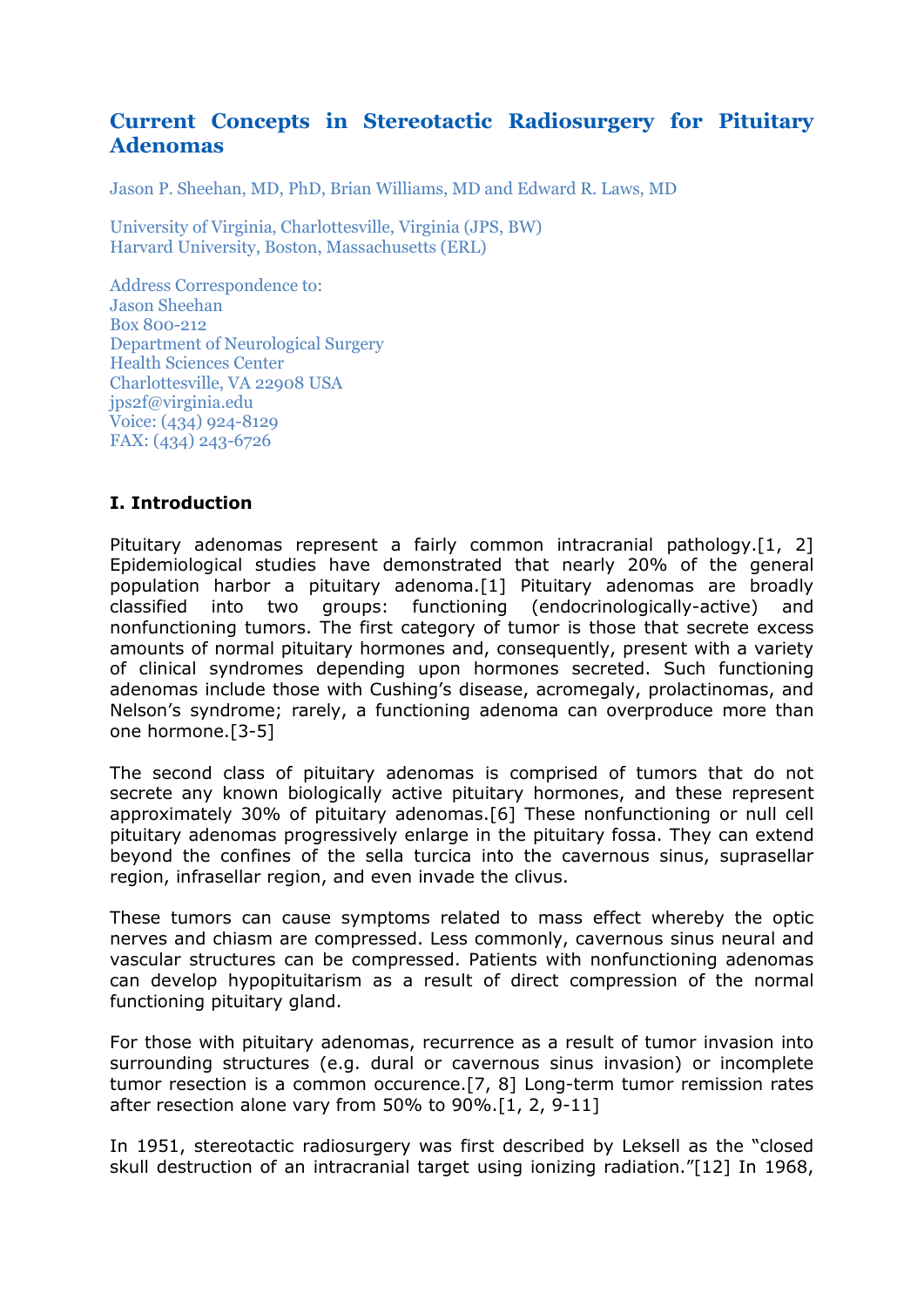# Current Concepts in Stereotactic Radiosurgery for Pituitary Adenomas

Jason P. Sheehan, MD, PhD, Brian Williams, MD and Edward R. Laws, MD

University of Virginia, Charlottesville, Virginia (JPS, BW)
Harvard University, Boston, Massachusetts (ERL)

Address Correspondence to:
Jason Sheehan
Box 800-212
Department of Neurological Surgery
Health Sciences Center
Charlottesville, VA 22908 USA
jps2f@virginia.edu
Voice: (434) 924-8129
FAX: (434) 243-6726

## I. Introduction

Pituitary adenomas represent a fairly common intracranial pathology.[1, 2] Epidemiological studies have demonstrated that nearly 20% of the general population harbor a pituitary adenoma.[1] Pituitary adenomas are broadly classified into two groups: functioning (endocrinologically-active) and nonfunctioning tumors. The first category of tumor is those that secrete excess amounts of normal pituitary hormones and, consequently, present with a variety of clinical syndromes depending upon hormones secreted. Such functioning adenomas include those with Cushing's disease, acromegaly, prolactinomas, and Nelson's syndrome; rarely, a functioning adenoma can overproduce more than one hormone.[3-5]

The second class of pituitary adenomas is comprised of tumors that do not secrete any known biologically active pituitary hormones, and these represent approximately 30% of pituitary adenomas.[6] These nonfunctioning or null cell pituitary adenomas progressively enlarge in the pituitary fossa. They can extend beyond the confines of the sella turcica into the cavernous sinus, suprasellar region, infrasellar region, and even invade the clivus.

These tumors can cause symptoms related to mass effect whereby the optic nerves and chiasm are compressed. Less commonly, cavernous sinus neural and vascular structures can be compressed. Patients with nonfunctioning adenomas can develop hypopituitarism as a result of direct compression of the normal functioning pituitary gland.

For those with pituitary adenomas, recurrence as a result of tumor invasion into surrounding structures (e.g. dural or cavernous sinus invasion) or incomplete tumor resection is a common occurence.[7, 8] Long-term tumor remission rates after resection alone vary from 50% to 90%.[1, 2, 9-11]

In 1951, stereotactic radiosurgery was first described by Leksell as the "closed skull destruction of an intracranial target using ionizing radiation."[12] In 1968,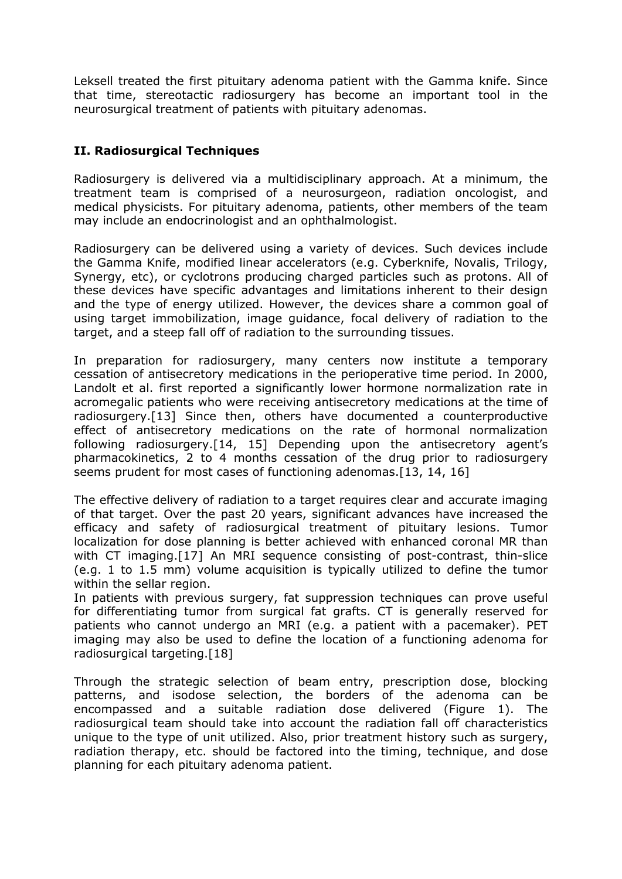Leksell treated the first pituitary adenoma patient with the Gamma knife. Since that time, stereotactic radiosurgery has become an important tool in the neurosurgical treatment of patients with pituitary adenomas.

## II. Radiosurgical Techniques

Radiosurgery is delivered via a multidisciplinary approach. At a minimum, the treatment team is comprised of a neurosurgeon, radiation oncologist, and medical physicists. For pituitary adenoma, patients, other members of the team may include an endocrinologist and an ophthalmologist.

Radiosurgery can be delivered using a variety of devices. Such devices include the Gamma Knife, modified linear accelerators (e.g. Cyberknife, Novalis, Trilogy, Synergy, etc), or cyclotrons producing charged particles such as protons. All of these devices have specific advantages and limitations inherent to their design and the type of energy utilized. However, the devices share a common goal of using target immobilization, image guidance, focal delivery of radiation to the target, and a steep fall off of radiation to the surrounding tissues.

In preparation for radiosurgery, many centers now institute a temporary cessation of antisecretory medications in the perioperative time period. In 2000, Landolt et al. first reported a significantly lower hormone normalization rate in acromegalic patients who were receiving antisecretory medications at the time of radiosurgery.[13] Since then, others have documented a counterproductive effect of antisecretory medications on the rate of hormonal normalization following radiosurgery.[14, 15] Depending upon the antisecretory agent's pharmacokinetics, 2 to 4 months cessation of the drug prior to radiosurgery seems prudent for most cases of functioning adenomas.[13, 14, 16]

The effective delivery of radiation to a target requires clear and accurate imaging of that target. Over the past 20 years, significant advances have increased the efficacy and safety of radiosurgical treatment of pituitary lesions. Tumor localization for dose planning is better achieved with enhanced coronal MR than with CT imaging.[17] An MRI sequence consisting of post-contrast, thin-slice (e.g. 1 to 1.5 mm) volume acquisition is typically utilized to define the tumor within the sellar region.

In patients with previous surgery, fat suppression techniques can prove useful for differentiating tumor from surgical fat grafts. CT is generally reserved for patients who cannot undergo an MRI (e.g. a patient with a pacemaker). PET imaging may also be used to define the location of a functioning adenoma for radiosurgical targeting.[18]

Through the strategic selection of beam entry, prescription dose, blocking patterns, and isodose selection, the borders of the adenoma can be encompassed and a suitable radiation dose delivered (Figure 1). The radiosurgical team should take into account the radiation fall off characteristics unique to the type of unit utilized. Also, prior treatment history such as surgery, radiation therapy, etc. should be factored into the timing, technique, and dose planning for each pituitary adenoma patient.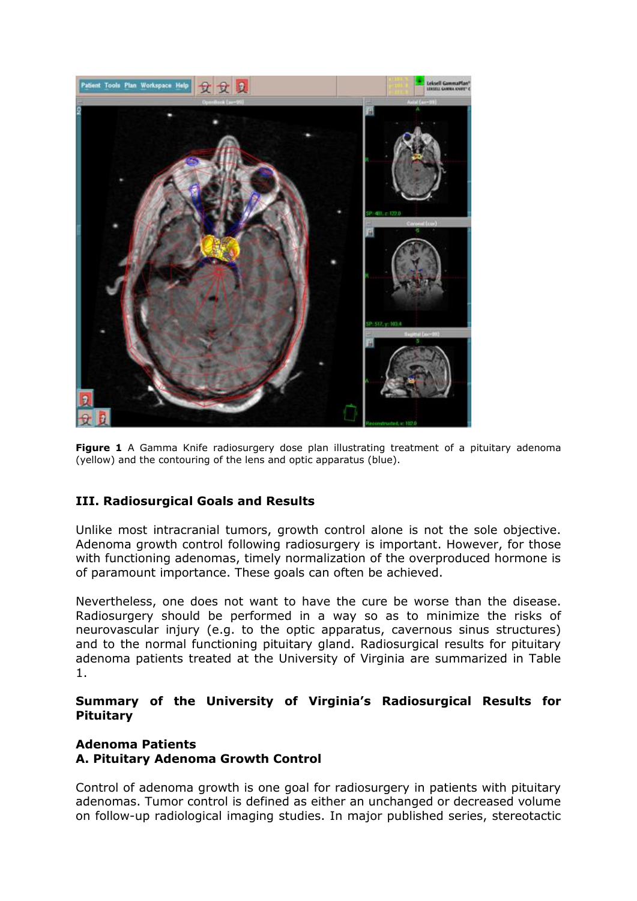**Figure 1** A Gamma Knife radiosurgery dose plan illustrating treatment of a pituitary adenoma (yellow) and the contouring of the lens and optic apparatus (blue).

### III. Radiosurgical Goals and Results

Unlike most intracranial tumors, growth control alone is not the sole objective. Adenoma growth control following radiosurgery is important. However, for those with functioning adenomas, timely normalization of the overproduced hormone is of paramount importance. These goals can often be achieved.

Nevertheless, one does not want to have the cure be worse than the disease. Radiosurgery should be performed in a way so as to minimize the risks of neurovascular injury (e.g. to the optic apparatus, cavernous sinus structures) and to the normal functioning pituitary gland. Radiosurgical results for pituitary adenoma patients treated at the University of Virginia are summarized in Table 1.

#### Summary of the University of Virginia's Radiosurgical Results for Pituitary

#### Adenoma Patients
#### A. Pituitary Adenoma Growth Control

Control of adenoma growth is one goal for radiosurgery in patients with pituitary adenomas. Tumor control is defined as either an unchanged or decreased volume on follow-up radiological imaging studies. In major published series, stereotactic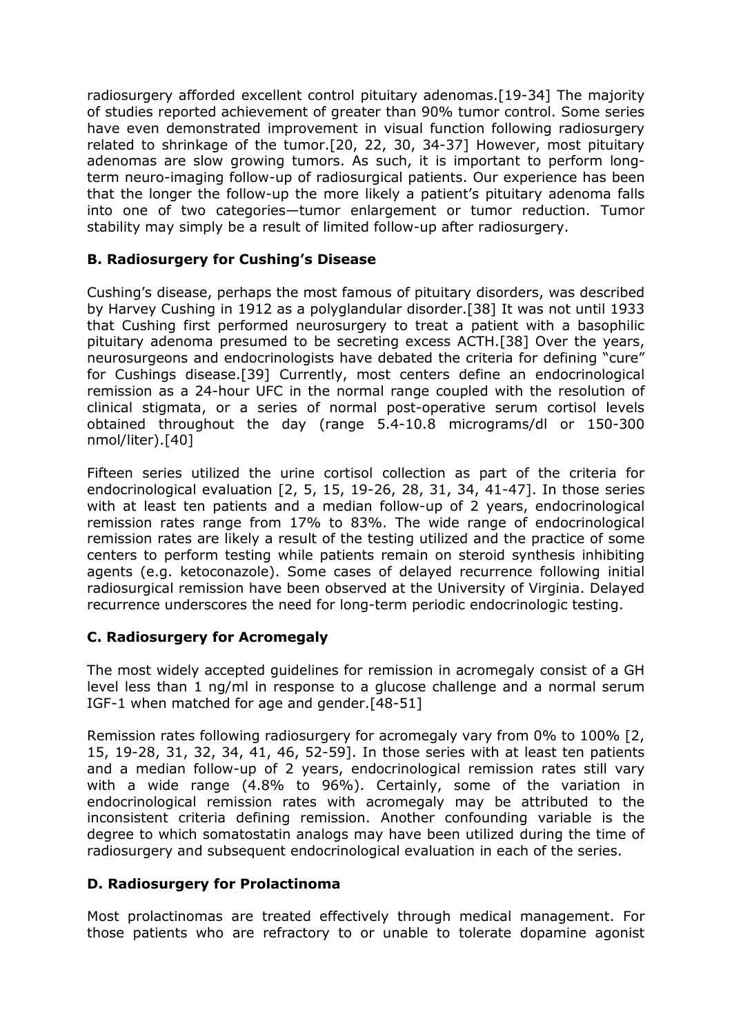radiosurgery afforded excellent control pituitary adenomas.[19-34] The majority of studies reported achievement of greater than 90% tumor control. Some series have even demonstrated improvement in visual function following radiosurgery related to shrinkage of the tumor.[20, 22, 30, 34-37] However, most pituitary adenomas are slow growing tumors. As such, it is important to perform long-term neuro-imaging follow-up of radiosurgical patients. Our experience has been that the longer the follow-up the more likely a patient's pituitary adenoma falls into one of two categories—tumor enlargement or tumor reduction. Tumor stability may simply be a result of limited follow-up after radiosurgery.

### B. Radiosurgery for Cushing's Disease

Cushing's disease, perhaps the most famous of pituitary disorders, was described by Harvey Cushing in 1912 as a polyglandular disorder.[38] It was not until 1933 that Cushing first performed neurosurgery to treat a patient with a basophilic pituitary adenoma presumed to be secreting excess ACTH.[38] Over the years, neurosurgeons and endocrinologists have debated the criteria for defining "cure" for Cushings disease.[39] Currently, most centers define an endocrinological remission as a 24-hour UFC in the normal range coupled with the resolution of clinical stigmata, or a series of normal post-operative serum cortisol levels obtained throughout the day (range 5.4-10.8 micrograms/dl or 150-300 nmol/liter).[40]

Fifteen series utilized the urine cortisol collection as part of the criteria for endocrinological evaluation [2, 5, 15, 19-26, 28, 31, 34, 41-47]. In those series with at least ten patients and a median follow-up of 2 years, endocrinological remission rates range from 17% to 83%. The wide range of endocrinological remission rates are likely a result of the testing utilized and the practice of some centers to perform testing while patients remain on steroid synthesis inhibiting agents (e.g. ketoconazole). Some cases of delayed recurrence following initial radiosurgical remission have been observed at the University of Virginia. Delayed recurrence underscores the need for long-term periodic endocrinologic testing.

### C. Radiosurgery for Acromegaly

The most widely accepted guidelines for remission in acromegaly consist of a GH level less than 1 ng/ml in response to a glucose challenge and a normal serum IGF-1 when matched for age and gender.[48-51]

Remission rates following radiosurgery for acromegaly vary from 0% to 100% [2, 15, 19-28, 31, 32, 34, 41, 46, 52-59]. In those series with at least ten patients and a median follow-up of 2 years, endocrinological remission rates still vary with a wide range (4.8% to 96%). Certainly, some of the variation in endocrinological remission rates with acromegaly may be attributed to the inconsistent criteria defining remission. Another confounding variable is the degree to which somatostatin analogs may have been utilized during the time of radiosurgery and subsequent endocrinological evaluation in each of the series.

### D. Radiosurgery for Prolactinoma

Most prolactinomas are treated effectively through medical management. For those patients who are refractory to or unable to tolerate dopamine agonist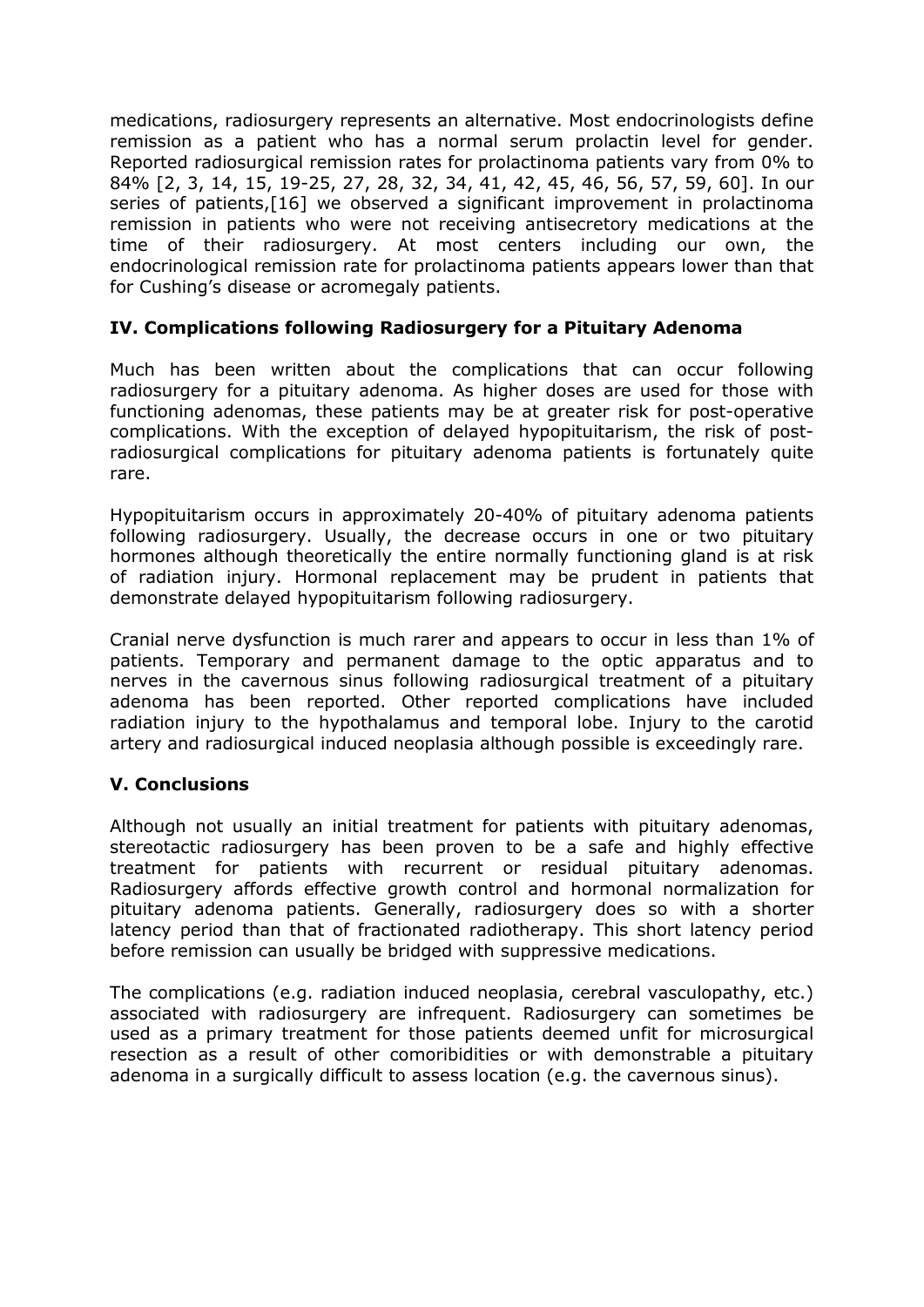medications, radiosurgery represents an alternative. Most endocrinologists define remission as a patient who has a normal serum prolactin level for gender. Reported radiosurgical remission rates for prolactinoma patients vary from 0% to 84% [2, 3, 14, 15, 19-25, 27, 28, 32, 34, 41, 42, 45, 46, 56, 57, 59, 60]. In our series of patients,[16] we observed a significant improvement in prolactinoma remission in patients who were not receiving antisecretory medications at the time of their radiosurgery. At most centers including our own, the endocrinological remission rate for prolactinoma patients appears lower than that for Cushing's disease or acromegaly patients.

## IV. Complications following Radiosurgery for a Pituitary Adenoma

Much has been written about the complications that can occur following radiosurgery for a pituitary adenoma. As higher doses are used for those with functioning adenomas, these patients may be at greater risk for post-operative complications. With the exception of delayed hypopituitarism, the risk of post-radiosurgical complications for pituitary adenoma patients is fortunately quite rare.

Hypopituitarism occurs in approximately 20-40% of pituitary adenoma patients following radiosurgery. Usually, the decrease occurs in one or two pituitary hormones although theoretically the entire normally functioning gland is at risk of radiation injury. Hormonal replacement may be prudent in patients that demonstrate delayed hypopituitarism following radiosurgery.

Cranial nerve dysfunction is much rarer and appears to occur in less than 1% of patients. Temporary and permanent damage to the optic apparatus and to nerves in the cavernous sinus following radiosurgical treatment of a pituitary adenoma has been reported. Other reported complications have included radiation injury to the hypothalamus and temporal lobe. Injury to the carotid artery and radiosurgical induced neoplasia although possible is exceedingly rare.

## V. Conclusions

Although not usually an initial treatment for patients with pituitary adenomas, stereotactic radiosurgery has been proven to be a safe and highly effective treatment for patients with recurrent or residual pituitary adenomas. Radiosurgery affords effective growth control and hormonal normalization for pituitary adenoma patients. Generally, radiosurgery does so with a shorter latency period than that of fractionated radiotherapy. This short latency period before remission can usually be bridged with suppressive medications.

The complications (e.g. radiation induced neoplasia, cerebral vasculopathy, etc.) associated with radiosurgery are infrequent. Radiosurgery can sometimes be used as a primary treatment for those patients deemed unfit for microsurgical resection as a result of other comoribidities or with demonstrable a pituitary adenoma in a surgically difficult to assess location (e.g. the cavernous sinus).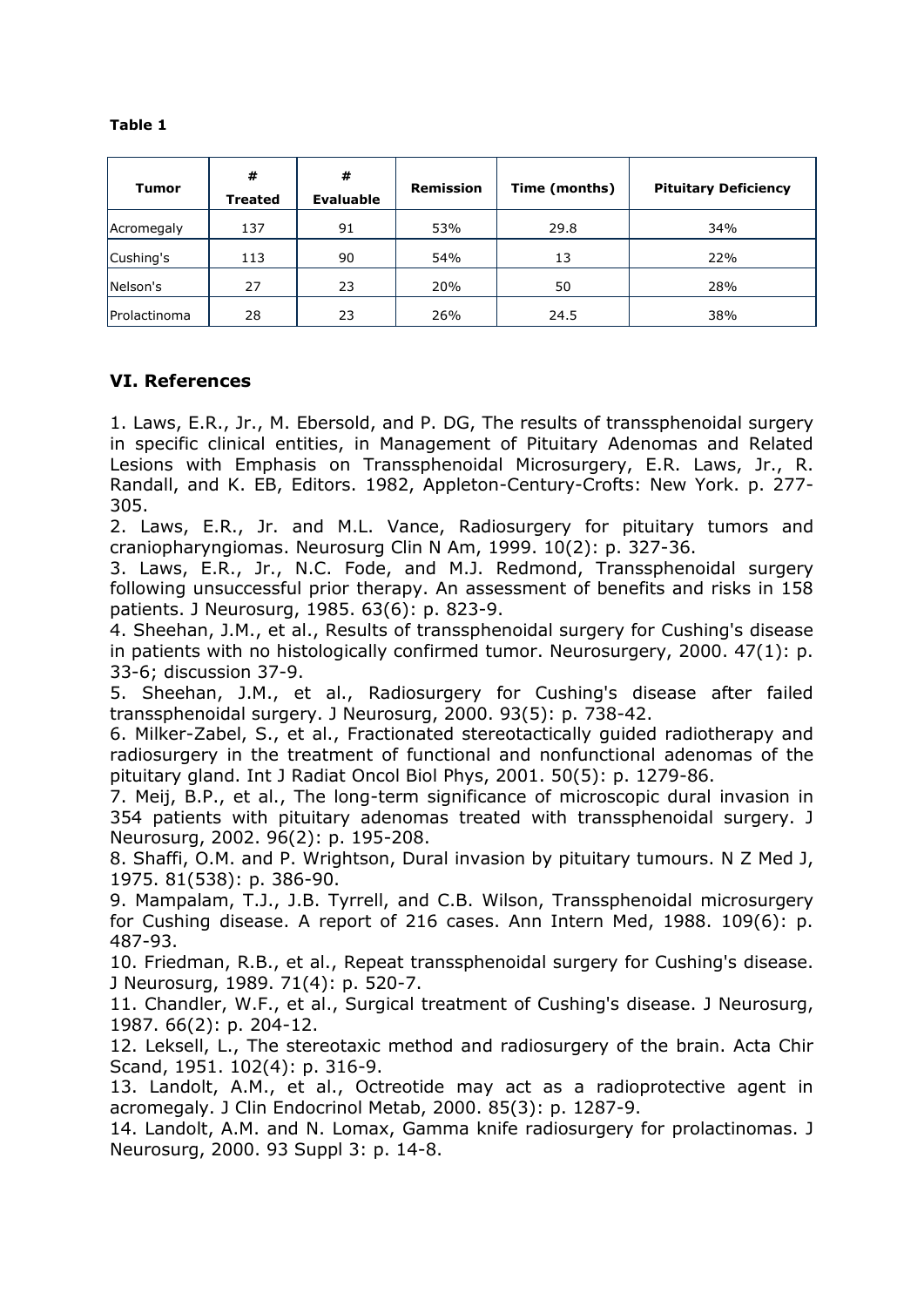**Table 1**

| Tumor | # Treated | # Evaluable | Remission | Time (months) | Pituitary Deficiency |
|---|---|---|---|---|---|
| Acromegaly | 137 | 91 | 53% | 29.8 | 34% |
| Cushing's | 113 | 90 | 54% | 13 | 22% |
| Nelson's | 27 | 23 | 20% | 50 | 28% |
| Prolactinoma | 28 | 23 | 26% | 24.5 | 38% |

## VI. References

1. Laws, E.R., Jr., M. Ebersold, and P. DG, The results of transsphenoidal surgery in specific clinical entities, in Management of Pituitary Adenomas and Related Lesions with Emphasis on Transsphenoidal Microsurgery, E.R. Laws, Jr., R. Randall, and K. EB, Editors. 1982, Appleton-Century-Crofts: New York. p. 277-305.
2. Laws, E.R., Jr. and M.L. Vance, Radiosurgery for pituitary tumors and craniopharyngiomas. Neurosurg Clin N Am, 1999. 10(2): p. 327-36.
3. Laws, E.R., Jr., N.C. Fode, and M.J. Redmond, Transsphenoidal surgery following unsuccessful prior therapy. An assessment of benefits and risks in 158 patients. J Neurosurg, 1985. 63(6): p. 823-9.
4. Sheehan, J.M., et al., Results of transsphenoidal surgery for Cushing's disease in patients with no histologically confirmed tumor. Neurosurgery, 2000. 47(1): p. 33-6; discussion 37-9.
5. Sheehan, J.M., et al., Radiosurgery for Cushing's disease after failed transsphenoidal surgery. J Neurosurg, 2000. 93(5): p. 738-42.
6. Milker-Zabel, S., et al., Fractionated stereotactically guided radiotherapy and radiosurgery in the treatment of functional and nonfunctional adenomas of the pituitary gland. Int J Radiat Oncol Biol Phys, 2001. 50(5): p. 1279-86.
7. Meij, B.P., et al., The long-term significance of microscopic dural invasion in 354 patients with pituitary adenomas treated with transsphenoidal surgery. J Neurosurg, 2002. 96(2): p. 195-208.
8. Shaffi, O.M. and P. Wrightson, Dural invasion by pituitary tumours. N Z Med J, 1975. 81(538): p. 386-90.
9. Mampalam, T.J., J.B. Tyrrell, and C.B. Wilson, Transsphenoidal microsurgery for Cushing disease. A report of 216 cases. Ann Intern Med, 1988. 109(6): p. 487-93.
10. Friedman, R.B., et al., Repeat transsphenoidal surgery for Cushing's disease. J Neurosurg, 1989. 71(4): p. 520-7.
11. Chandler, W.F., et al., Surgical treatment of Cushing's disease. J Neurosurg, 1987. 66(2): p. 204-12.
12. Leksell, L., The stereotaxic method and radiosurgery of the brain. Acta Chir Scand, 1951. 102(4): p. 316-9.
13. Landolt, A.M., et al., Octreotide may act as a radioprotective agent in acromegaly. J Clin Endocrinol Metab, 2000. 85(3): p. 1287-9.
14. Landolt, A.M. and N. Lomax, Gamma knife radiosurgery for prolactinomas. J Neurosurg, 2000. 93 Suppl 3: p. 14-8.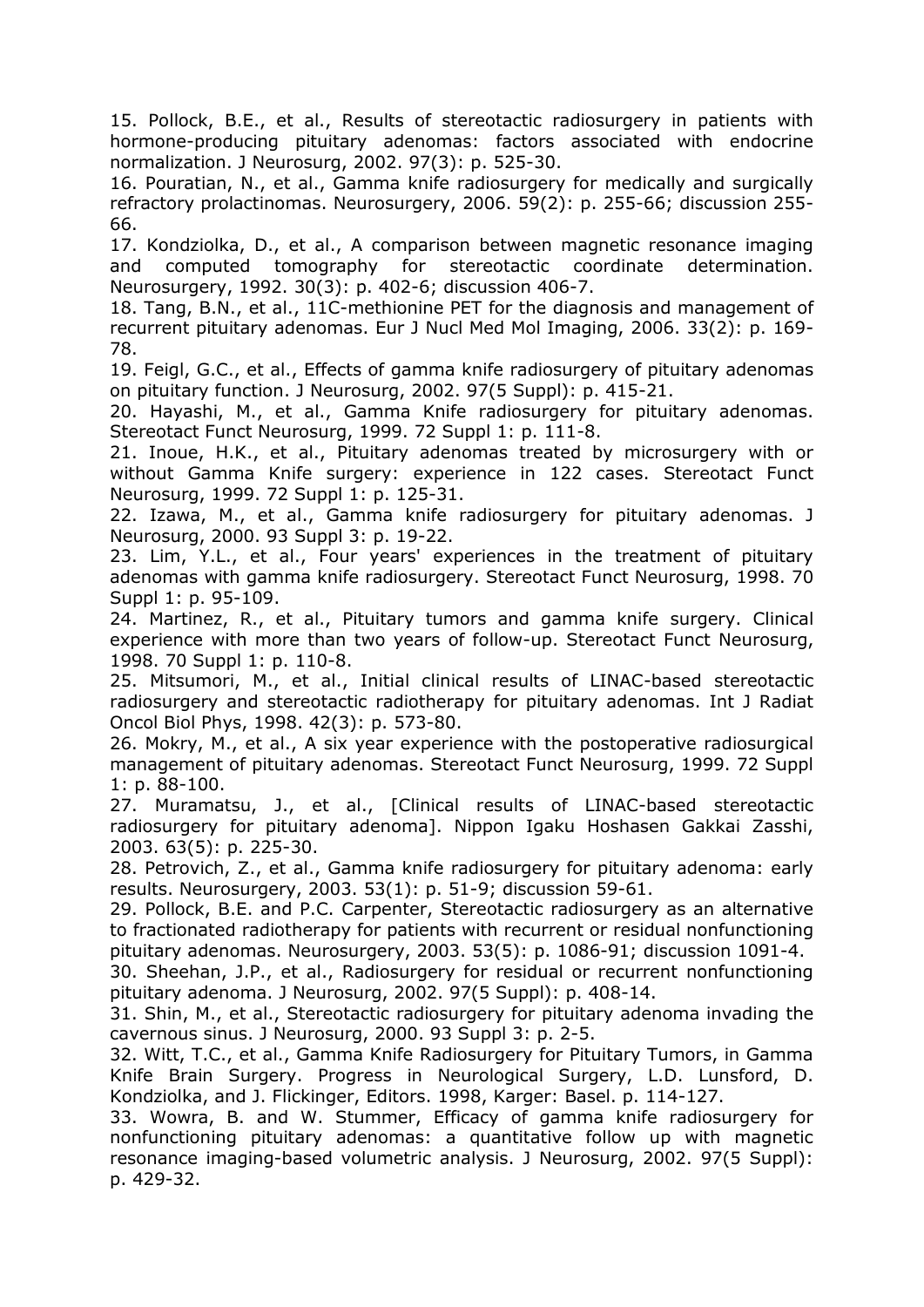15. Pollock, B.E., et al., Results of stereotactic radiosurgery in patients with hormone-producing pituitary adenomas: factors associated with endocrine normalization. J Neurosurg, 2002. 97(3): p. 525-30.

16. Pouratian, N., et al., Gamma knife radiosurgery for medically and surgically refractory prolactinomas. Neurosurgery, 2006. 59(2): p. 255-66; discussion 255-66.

17. Kondziolka, D., et al., A comparison between magnetic resonance imaging and computed tomography for stereotactic coordinate determination. Neurosurgery, 1992. 30(3): p. 402-6; discussion 406-7.

18. Tang, B.N., et al., 11C-methionine PET for the diagnosis and management of recurrent pituitary adenomas. Eur J Nucl Med Mol Imaging, 2006. 33(2): p. 169-78.

19. Feigl, G.C., et al., Effects of gamma knife radiosurgery of pituitary adenomas on pituitary function. J Neurosurg, 2002. 97(5 Suppl): p. 415-21.

20. Hayashi, M., et al., Gamma Knife radiosurgery for pituitary adenomas. Stereotact Funct Neurosurg, 1999. 72 Suppl 1: p. 111-8.

21. Inoue, H.K., et al., Pituitary adenomas treated by microsurgery with or without Gamma Knife surgery: experience in 122 cases. Stereotact Funct Neurosurg, 1999. 72 Suppl 1: p. 125-31.

22. Izawa, M., et al., Gamma knife radiosurgery for pituitary adenomas. J Neurosurg, 2000. 93 Suppl 3: p. 19-22.

23. Lim, Y.L., et al., Four years' experiences in the treatment of pituitary adenomas with gamma knife radiosurgery. Stereotact Funct Neurosurg, 1998. 70 Suppl 1: p. 95-109.

24. Martinez, R., et al., Pituitary tumors and gamma knife surgery. Clinical experience with more than two years of follow-up. Stereotact Funct Neurosurg, 1998. 70 Suppl 1: p. 110-8.

25. Mitsumori, M., et al., Initial clinical results of LINAC-based stereotactic radiosurgery and stereotactic radiotherapy for pituitary adenomas. Int J Radiat Oncol Biol Phys, 1998. 42(3): p. 573-80.

26. Mokry, M., et al., A six year experience with the postoperative radiosurgical management of pituitary adenomas. Stereotact Funct Neurosurg, 1999. 72 Suppl 1: p. 88-100.

27. Muramatsu, J., et al., [Clinical results of LINAC-based stereotactic radiosurgery for pituitary adenoma]. Nippon Igaku Hoshasen Gakkai Zasshi, 2003. 63(5): p. 225-30.

28. Petrovich, Z., et al., Gamma knife radiosurgery for pituitary adenoma: early results. Neurosurgery, 2003. 53(1): p. 51-9; discussion 59-61.

29. Pollock, B.E. and P.C. Carpenter, Stereotactic radiosurgery as an alternative to fractionated radiotherapy for patients with recurrent or residual nonfunctioning pituitary adenomas. Neurosurgery, 2003. 53(5): p. 1086-91; discussion 1091-4.

30. Sheehan, J.P., et al., Radiosurgery for residual or recurrent nonfunctioning pituitary adenoma. J Neurosurg, 2002. 97(5 Suppl): p. 408-14.

31. Shin, M., et al., Stereotactic radiosurgery for pituitary adenoma invading the cavernous sinus. J Neurosurg, 2000. 93 Suppl 3: p. 2-5.

32. Witt, T.C., et al., Gamma Knife Radiosurgery for Pituitary Tumors, in Gamma Knife Brain Surgery. Progress in Neurological Surgery, L.D. Lunsford, D. Kondziolka, and J. Flickinger, Editors. 1998, Karger: Basel. p. 114-127.

33. Wowra, B. and W. Stummer, Efficacy of gamma knife radiosurgery for nonfunctioning pituitary adenomas: a quantitative follow up with magnetic resonance imaging-based volumetric analysis. J Neurosurg, 2002. 97(5 Suppl): p. 429-32.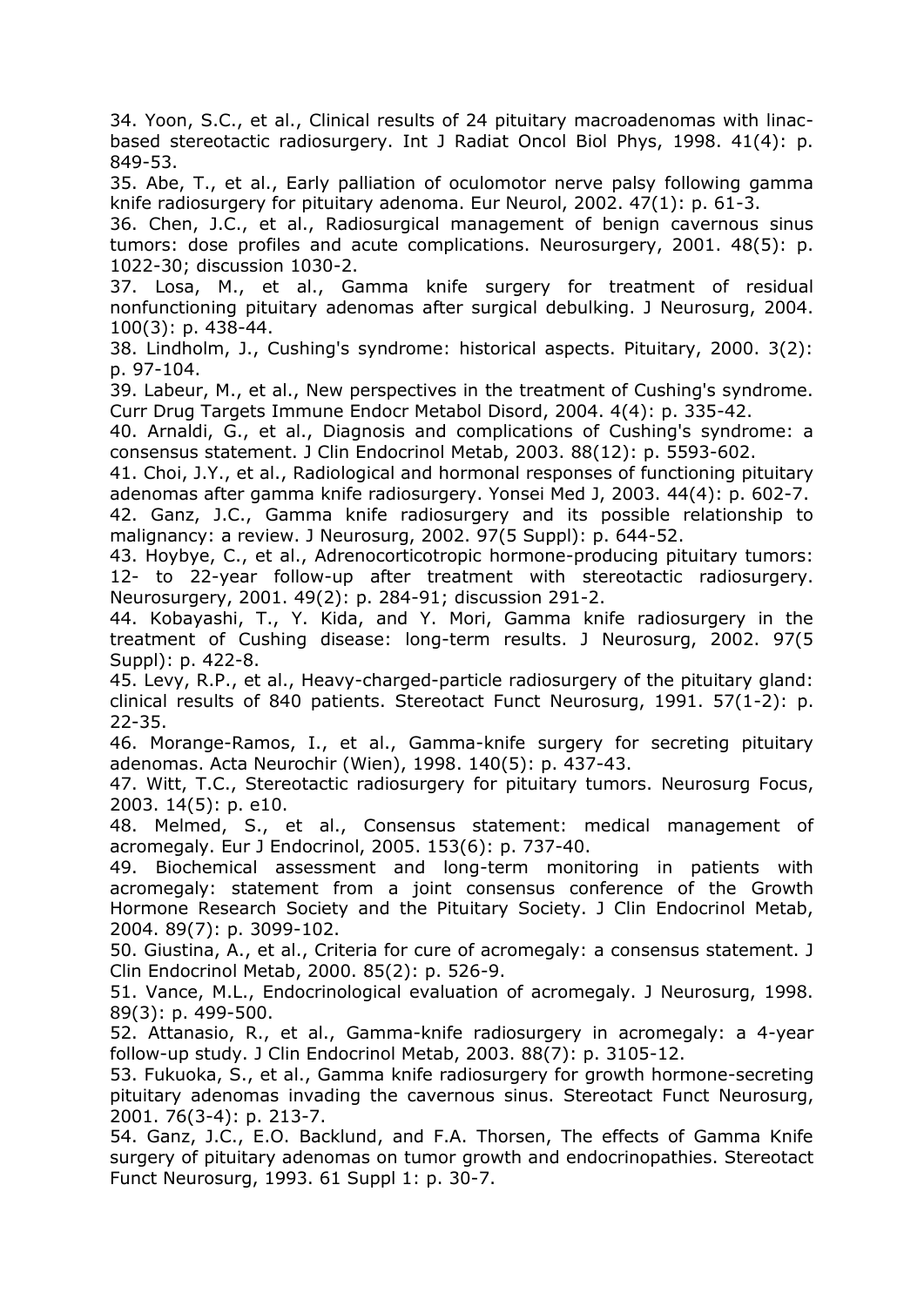34. Yoon, S.C., et al., Clinical results of 24 pituitary macroadenomas with linac-based stereotactic radiosurgery. Int J Radiat Oncol Biol Phys, 1998. 41(4): p. 849-53.

35. Abe, T., et al., Early palliation of oculomotor nerve palsy following gamma knife radiosurgery for pituitary adenoma. Eur Neurol, 2002. 47(1): p. 61-3.

36. Chen, J.C., et al., Radiosurgical management of benign cavernous sinus tumors: dose profiles and acute complications. Neurosurgery, 2001. 48(5): p. 1022-30; discussion 1030-2.

37. Losa, M., et al., Gamma knife surgery for treatment of residual nonfunctioning pituitary adenomas after surgical debulking. J Neurosurg, 2004. 100(3): p. 438-44.

38. Lindholm, J., Cushing's syndrome: historical aspects. Pituitary, 2000. 3(2): p. 97-104.

39. Labeur, M., et al., New perspectives in the treatment of Cushing's syndrome. Curr Drug Targets Immune Endocr Metabol Disord, 2004. 4(4): p. 335-42.

40. Arnaldi, G., et al., Diagnosis and complications of Cushing's syndrome: a consensus statement. J Clin Endocrinol Metab, 2003. 88(12): p. 5593-602.

41. Choi, J.Y., et al., Radiological and hormonal responses of functioning pituitary adenomas after gamma knife radiosurgery. Yonsei Med J, 2003. 44(4): p. 602-7.

42. Ganz, J.C., Gamma knife radiosurgery and its possible relationship to malignancy: a review. J Neurosurg, 2002. 97(5 Suppl): p. 644-52.

43. Hoybye, C., et al., Adrenocorticotropic hormone-producing pituitary tumors: 12- to 22-year follow-up after treatment with stereotactic radiosurgery. Neurosurgery, 2001. 49(2): p. 284-91; discussion 291-2.

44. Kobayashi, T., Y. Kida, and Y. Mori, Gamma knife radiosurgery in the treatment of Cushing disease: long-term results. J Neurosurg, 2002. 97(5 Suppl): p. 422-8.

45. Levy, R.P., et al., Heavy-charged-particle radiosurgery of the pituitary gland: clinical results of 840 patients. Stereotact Funct Neurosurg, 1991. 57(1-2): p. 22-35.

46. Morange-Ramos, I., et al., Gamma-knife surgery for secreting pituitary adenomas. Acta Neurochir (Wien), 1998. 140(5): p. 437-43.

47. Witt, T.C., Stereotactic radiosurgery for pituitary tumors. Neurosurg Focus, 2003. 14(5): p. e10.

48. Melmed, S., et al., Consensus statement: medical management of acromegaly. Eur J Endocrinol, 2005. 153(6): p. 737-40.

49. Biochemical assessment and long-term monitoring in patients with acromegaly: statement from a joint consensus conference of the Growth Hormone Research Society and the Pituitary Society. J Clin Endocrinol Metab, 2004. 89(7): p. 3099-102.

50. Giustina, A., et al., Criteria for cure of acromegaly: a consensus statement. J Clin Endocrinol Metab, 2000. 85(2): p. 526-9.

51. Vance, M.L., Endocrinological evaluation of acromegaly. J Neurosurg, 1998. 89(3): p. 499-500.

52. Attanasio, R., et al., Gamma-knife radiosurgery in acromegaly: a 4-year follow-up study. J Clin Endocrinol Metab, 2003. 88(7): p. 3105-12.

53. Fukuoka, S., et al., Gamma knife radiosurgery for growth hormone-secreting pituitary adenomas invading the cavernous sinus. Stereotact Funct Neurosurg, 2001. 76(3-4): p. 213-7.

54. Ganz, J.C., E.O. Backlund, and F.A. Thorsen, The effects of Gamma Knife surgery of pituitary adenomas on tumor growth and endocrinopathies. Stereotact Funct Neurosurg, 1993. 61 Suppl 1: p. 30-7.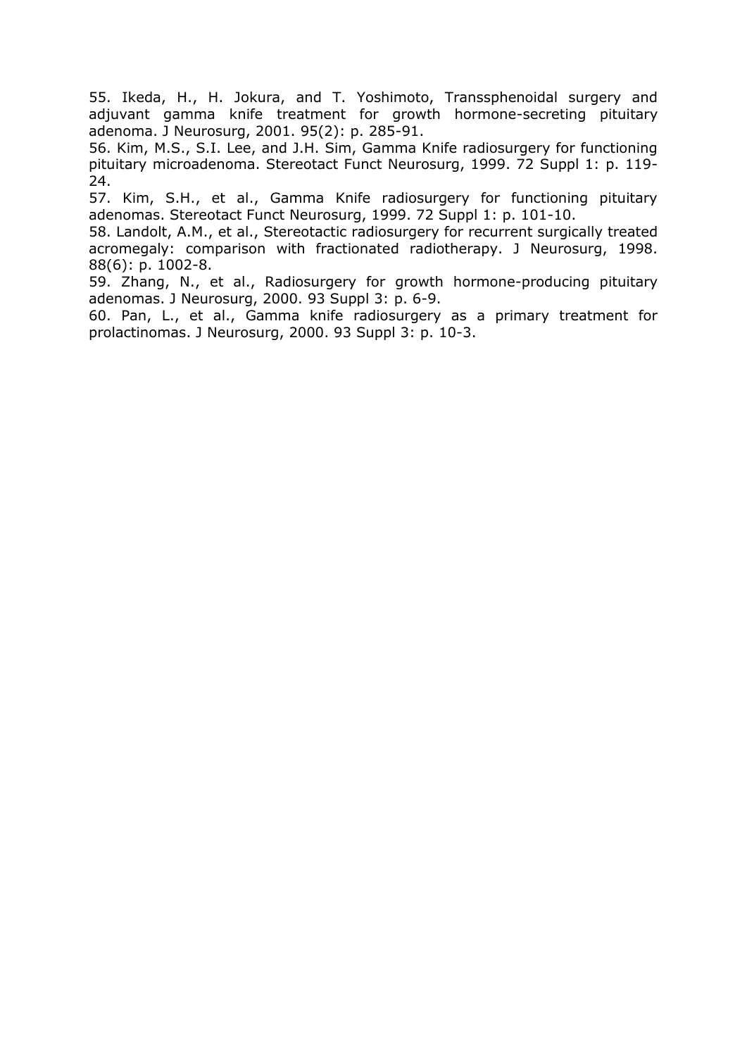55. Ikeda, H., H. Jokura, and T. Yoshimoto, Transsphenoidal surgery and adjuvant gamma knife treatment for growth hormone-secreting pituitary adenoma. J Neurosurg, 2001. 95(2): p. 285-91.

56. Kim, M.S., S.I. Lee, and J.H. Sim, Gamma Knife radiosurgery for functioning pituitary microadenoma. Stereotact Funct Neurosurg, 1999. 72 Suppl 1: p. 119-24.

57. Kim, S.H., et al., Gamma Knife radiosurgery for functioning pituitary adenomas. Stereotact Funct Neurosurg, 1999. 72 Suppl 1: p. 101-10.

58. Landolt, A.M., et al., Stereotactic radiosurgery for recurrent surgically treated acromegaly: comparison with fractionated radiotherapy. J Neurosurg, 1998. 88(6): p. 1002-8.

59. Zhang, N., et al., Radiosurgery for growth hormone-producing pituitary adenomas. J Neurosurg, 2000. 93 Suppl 3: p. 6-9.

60. Pan, L., et al., Gamma knife radiosurgery as a primary treatment for prolactinomas. J Neurosurg, 2000. 93 Suppl 3: p. 10-3.